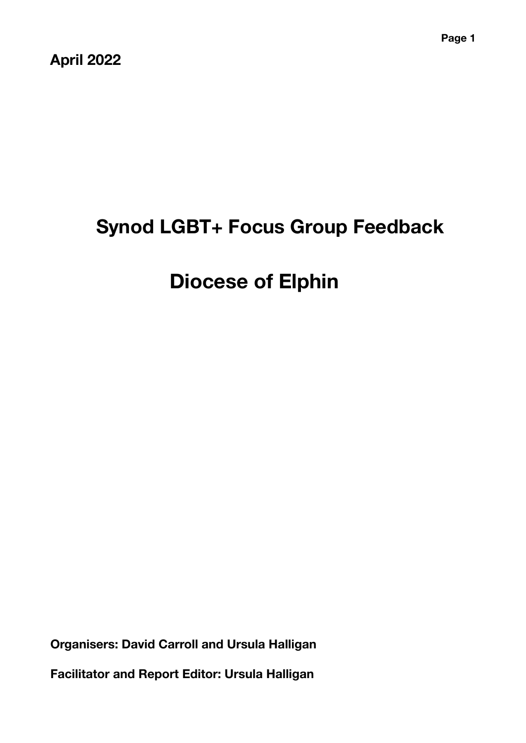**April 2022**

# Synod LGBT+ Focus Group Feedback

# Diocese of Elphin

**Organisers: David Carroll and Ursula Halligan**

**Facilitator and Report Editor: Ursula Halligan**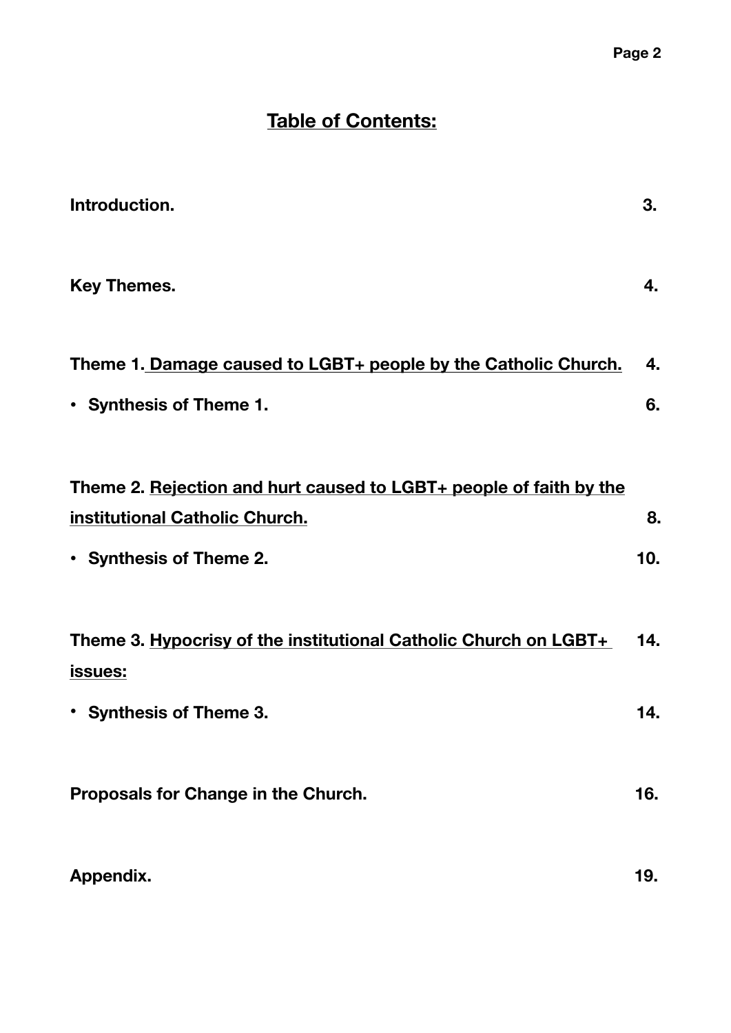# Table of Contents:

| | |
|---|---|
| **Introduction.** | **3.** |
| **Key Themes.** | **4.** |
| **Theme 1. Damage caused to LGBT+ people by the Catholic Church.** | **4.** |
| • **Synthesis of Theme 1.** | **6.** |
| **Theme 2. Rejection and hurt caused to LGBT+ people of faith by the institutional Catholic Church.** | **8.** |
| • **Synthesis of Theme 2.** | **10.** |
| **Theme 3. Hypocrisy of the institutional Catholic Church on LGBT+ issues:** | **14.** |
| • **Synthesis of Theme 3.** | **14.** |
| **Proposals for Change in the Church.** | **16.** |
| **Appendix.** | **19.** |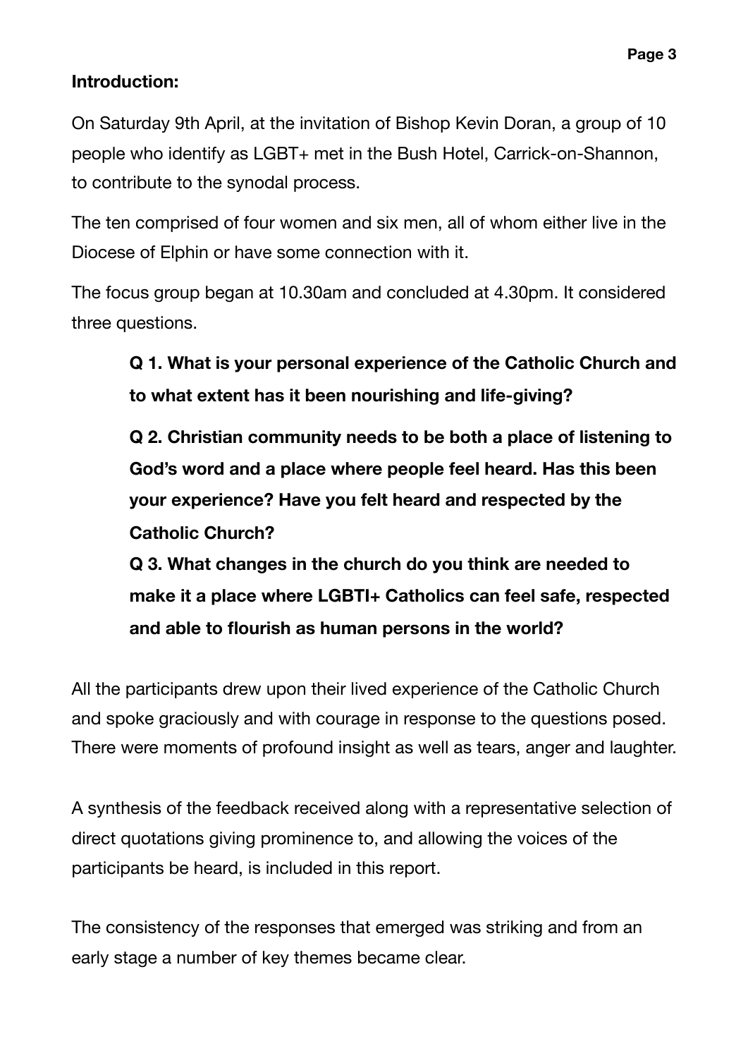**Introduction:**

On Saturday 9th April, at the invitation of Bishop Kevin Doran, a group of 10 people who identify as LGBT+ met in the Bush Hotel, Carrick-on-Shannon, to contribute to the synodal process.

The ten comprised of four women and six men, all of whom either live in the Diocese of Elphin or have some connection with it.

The focus group began at 10.30am and concluded at 4.30pm. It considered three questions.

> **Q 1. What is your personal experience of the Catholic Church and to what extent has it been nourishing and life-giving?**
>
> **Q 2. Christian community needs to be both a place of listening to God's word and a place where people feel heard. Has this been your experience? Have you felt heard and respected by the Catholic Church?**
>
> **Q 3. What changes in the church do you think are needed to make it a place where LGBTI+ Catholics can feel safe, respected and able to flourish as human persons in the world?**

All the participants drew upon their lived experience of the Catholic Church and spoke graciously and with courage in response to the questions posed. There were moments of profound insight as well as tears, anger and laughter.

A synthesis of the feedback received along with a representative selection of direct quotations giving prominence to, and allowing the voices of the participants be heard, is included in this report.

The consistency of the responses that emerged was striking and from an early stage a number of key themes became clear.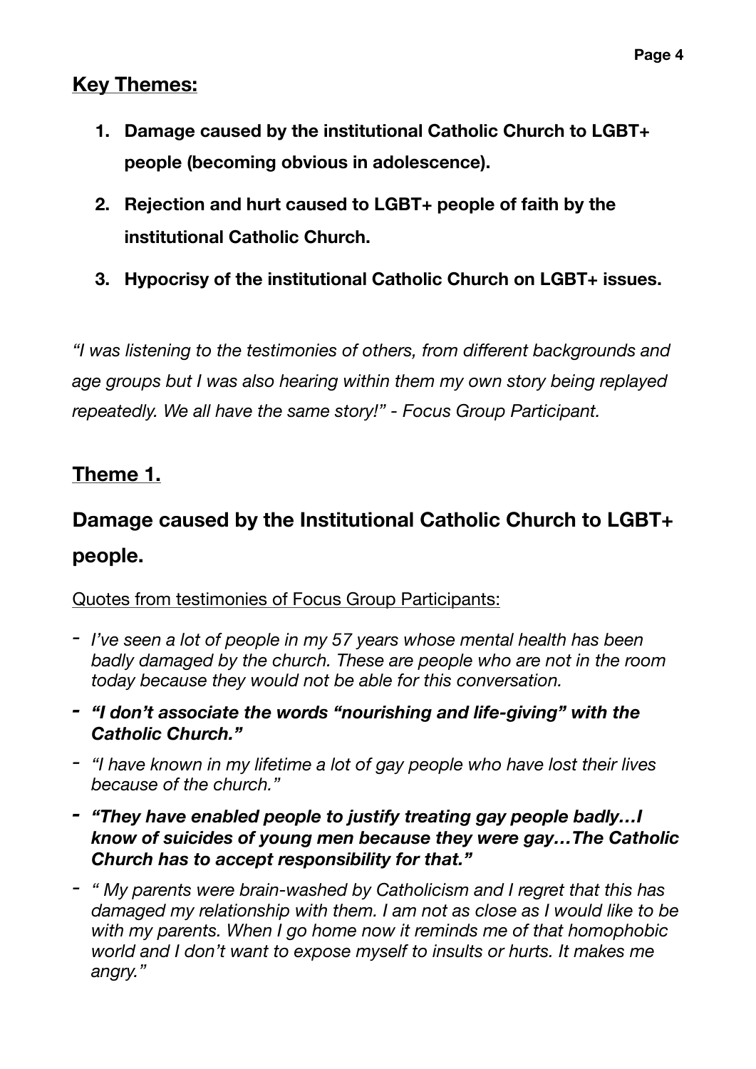## Key Themes:

1. **Damage caused by the institutional Catholic Church to LGBT+ people (becoming obvious in adolescence).**
2. **Rejection and hurt caused to LGBT+ people of faith by the institutional Catholic Church.**
3. **Hypocrisy of the institutional Catholic Church on LGBT+ issues.**

*"I was listening to the testimonies of others, from different backgrounds and age groups but I was also hearing within them my own story being replayed repeatedly. We all have the same story!" - Focus Group Participant.*

## Theme 1.

### Damage caused by the Institutional Catholic Church to LGBT+ people.

Quotes from testimonies of Focus Group Participants:

- *I've seen a lot of people in my 57 years whose mental health has been badly damaged by the church. These are people who are not in the room today because they would not be able for this conversation.*
- ***"I don't associate the words "nourishing and life-giving" with the Catholic Church."***
- *"I have known in my lifetime a lot of gay people who have lost their lives because of the church."*
- ***"They have enabled people to justify treating gay people badly…I know of suicides of young men because they were gay…The Catholic Church has to accept responsibility for that."***
- *" My parents were brain-washed by Catholicism and I regret that this has damaged my relationship with them. I am not as close as I would like to be with my parents. When I go home now it reminds me of that homophobic world and I don't want to expose myself to insults or hurts. It makes me angry."*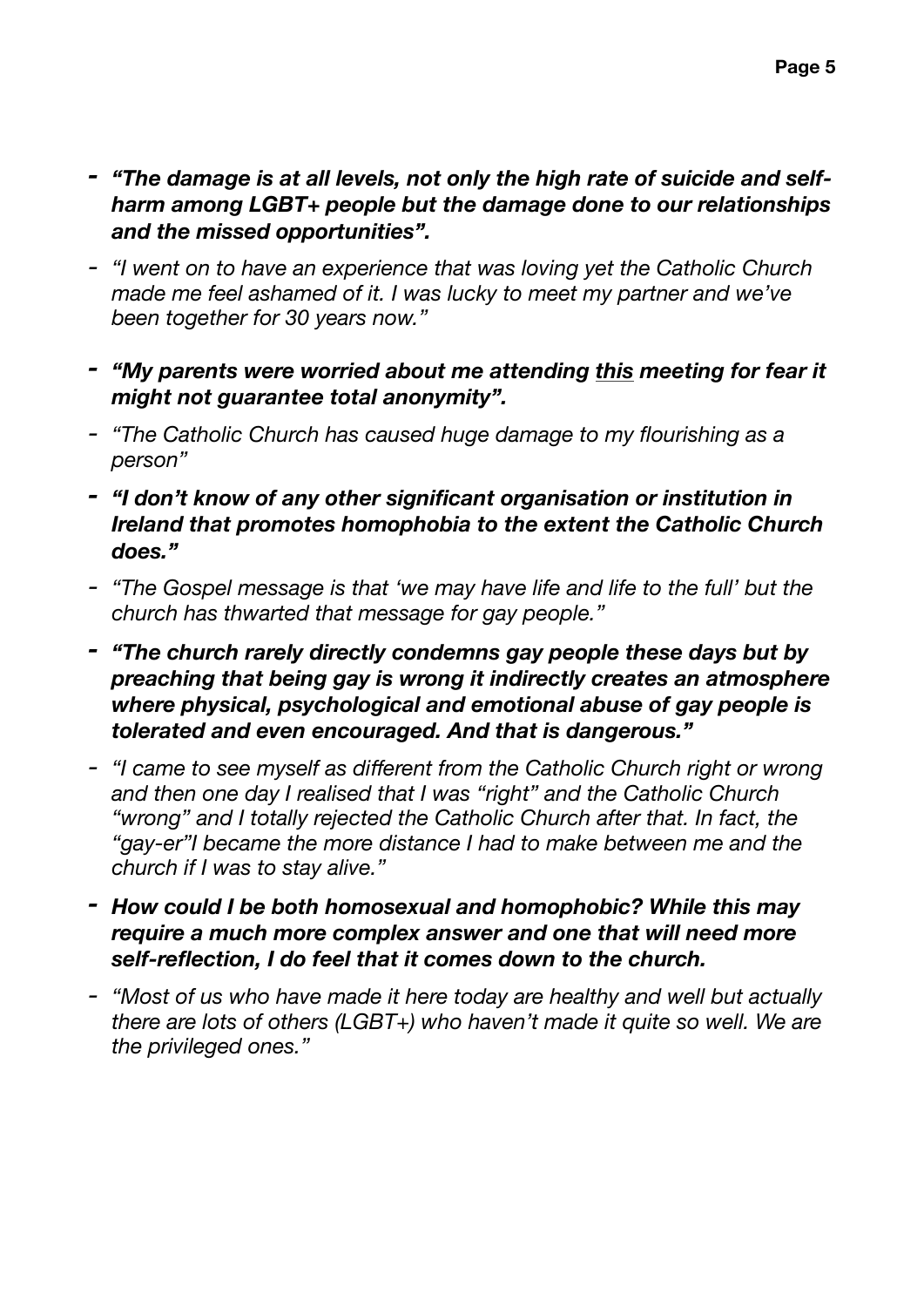- ***"The damage is at all levels, not only the high rate of suicide and self-harm among LGBT+ people but the damage done to our relationships and the missed opportunities".***
- *"I went on to have an experience that was loving yet the Catholic Church made me feel ashamed of it. I was lucky to meet my partner and we've been together for 30 years now."*
- ***"My parents were worried about me attending <u>this</u> meeting for fear it might not guarantee total anonymity".***
- *"The Catholic Church has caused huge damage to my flourishing as a person"*
- ***"I don't know of any other significant organisation or institution in Ireland that promotes homophobia to the extent the Catholic Church does."***
- *"The Gospel message is that 'we may have life and life to the full' but the church has thwarted that message for gay people."*
- ***"The church rarely directly condemns gay people these days but by preaching that being gay is wrong it indirectly creates an atmosphere where physical, psychological and emotional abuse of gay people is tolerated and even encouraged. And that is dangerous."***
- *"I came to see myself as different from the Catholic Church right or wrong and then one day I realised that I was "right" and the Catholic Church "wrong" and I totally rejected the Catholic Church after that. In fact, the "gay-er"I became the more distance I had to make between me and the church if I was to stay alive."*
- ***How could I be both homosexual and homophobic? While this may require a much more complex answer and one that will need more self-reflection, I do feel that it comes down to the church.***
- *"Most of us who have made it here today are healthy and well but actually there are lots of others (LGBT+) who haven't made it quite so well. We are the privileged ones."*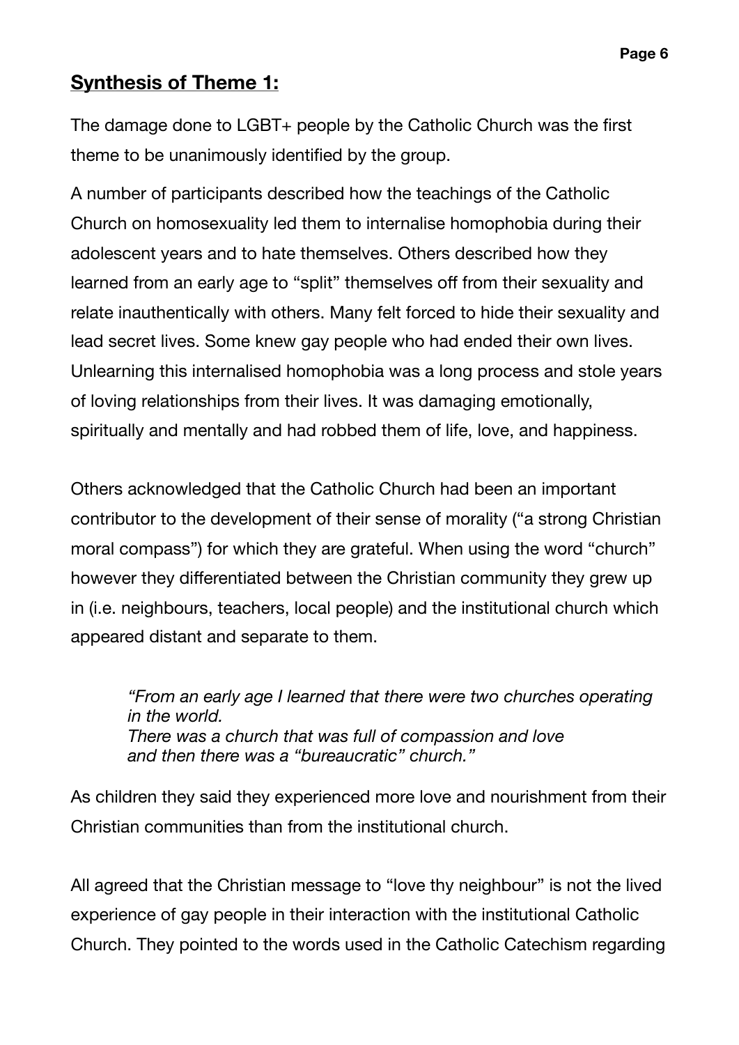## **Synthesis of Theme 1:**

The damage done to LGBT+ people by the Catholic Church was the first theme to be unanimously identified by the group.

A number of participants described how the teachings of the Catholic Church on homosexuality led them to internalise homophobia during their adolescent years and to hate themselves. Others described how they learned from an early age to "split" themselves off from their sexuality and relate inauthentically with others. Many felt forced to hide their sexuality and lead secret lives. Some knew gay people who had ended their own lives. Unlearning this internalised homophobia was a long process and stole years of loving relationships from their lives. It was damaging emotionally, spiritually and mentally and had robbed them of life, love, and happiness.

Others acknowledged that the Catholic Church had been an important contributor to the development of their sense of morality ("a strong Christian moral compass") for which they are grateful. When using the word "church" however they differentiated between the Christian community they grew up in (i.e. neighbours, teachers, local people) and the institutional church which appeared distant and separate to them.

> *"From an early age I learned that there were two churches operating in the world.*
> *There was a church that was full of compassion and love*
> *and then there was a "bureaucratic" church."*

As children they said they experienced more love and nourishment from their Christian communities than from the institutional church.

All agreed that the Christian message to "love thy neighbour" is not the lived experience of gay people in their interaction with the institutional Catholic Church. They pointed to the words used in the Catholic Catechism regarding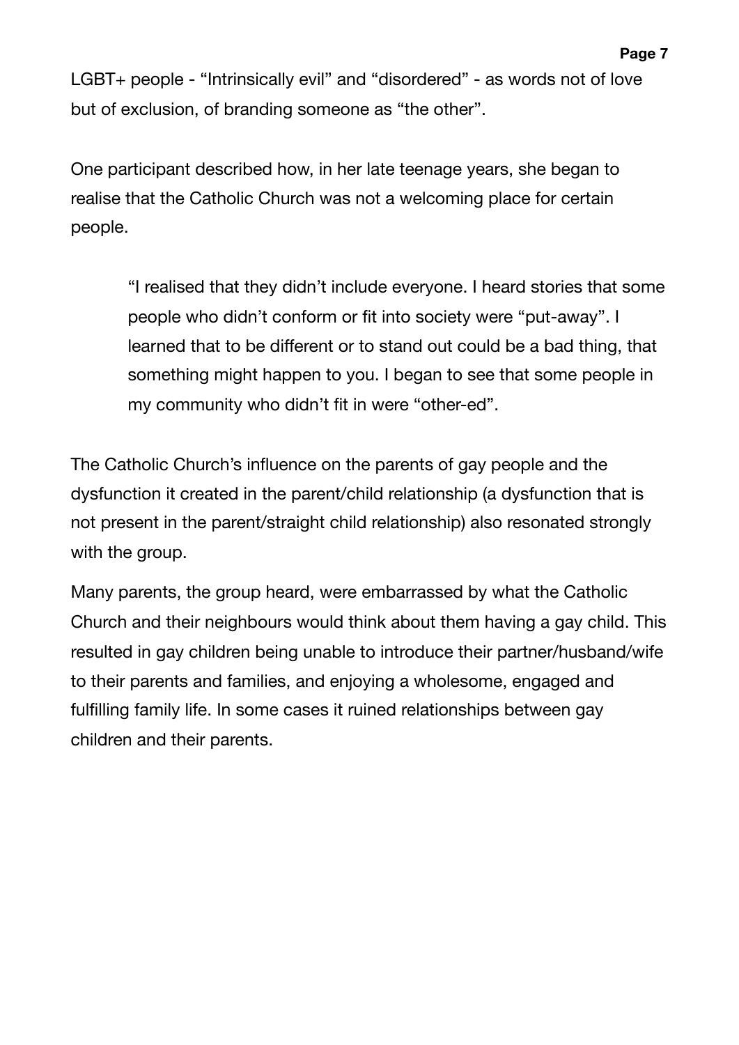LGBT+ people - “Intrinsically evil” and “disordered” - as words not of love but of exclusion, of branding someone as “the other”.

One participant described how, in her late teenage years, she began to realise that the Catholic Church was not a welcoming place for certain people.

> “I realised that they didn’t include everyone. I heard stories that some people who didn’t conform or fit into society were “put-away”. I learned that to be different or to stand out could be a bad thing, that something might happen to you. I began to see that some people in my community who didn’t fit in were “other-ed”.

The Catholic Church’s influence on the parents of gay people and the dysfunction it created in the parent/child relationship (a dysfunction that is not present in the parent/straight child relationship) also resonated strongly with the group.

Many parents, the group heard, were embarrassed by what the Catholic Church and their neighbours would think about them having a gay child. This resulted in gay children being unable to introduce their partner/husband/wife to their parents and families, and enjoying a wholesome, engaged and fulfilling family life. In some cases it ruined relationships between gay children and their parents.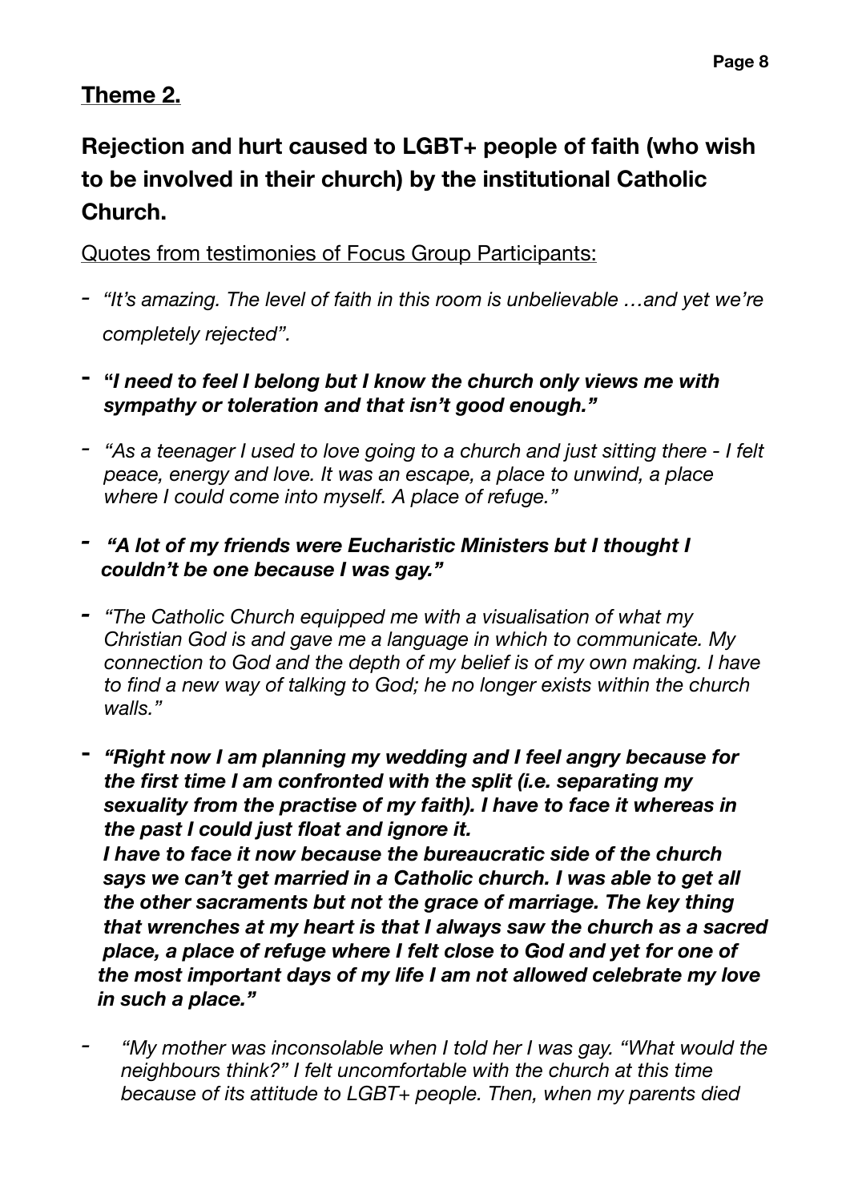## Theme 2.

## Rejection and hurt caused to LGBT+ people of faith (who wish to be involved in their church) by the institutional Catholic Church.

Quotes from testimonies of Focus Group Participants:

- *"It's amazing. The level of faith in this room is unbelievable …and yet we're completely rejected".*
- ***"I need to feel I belong but I know the church only views me with sympathy or toleration and that isn't good enough."***
- *"As a teenager I used to love going to a church and just sitting there - I felt peace, energy and love. It was an escape, a place to unwind, a place where I could come into myself. A place of refuge."*
- ***"A lot of my friends were Eucharistic Ministers but I thought I couldn't be one because I was gay."***
- *"The Catholic Church equipped me with a visualisation of what my Christian God is and gave me a language in which to communicate. My connection to God and the depth of my belief is of my own making. I have to find a new way of talking to God; he no longer exists within the church walls."*
- ***"Right now I am planning my wedding and I feel angry because for the first time I am confronted with the split (i.e. separating my sexuality from the practise of my faith). I have to face it whereas in the past I could just float and ignore it.***
  ***I have to face it now because the bureaucratic side of the church says we can't get married in a Catholic church. I was able to get all the other sacraments but not the grace of marriage. The key thing that wrenches at my heart is that I always saw the church as a sacred place, a place of refuge where I felt close to God and yet for one of the most important days of my life I am not allowed celebrate my love in such a place."***
- *"My mother was inconsolable when I told her I was gay. "What would the neighbours think?" I felt uncomfortable with the church at this time because of its attitude to LGBT+ people. Then, when my parents died*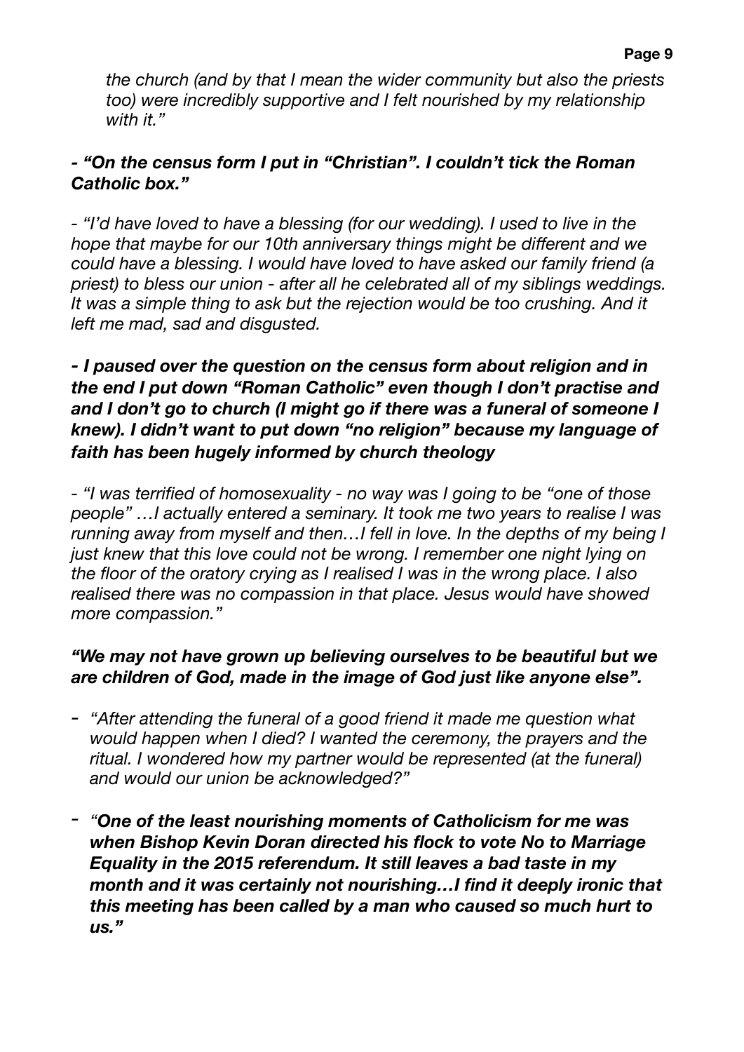*the church (and by that I mean the wider community but also the priests too) were incredibly supportive and I felt nourished by my relationship with it."*

***- "On the census form I put in "Christian". I couldn't tick the Roman Catholic box."***

*- "I'd have loved to have a blessing (for our wedding). I used to live in the hope that maybe for our 10th anniversary things might be different and we could have a blessing. I would have loved to have asked our family friend (a priest) to bless our union - after all he celebrated all of my siblings weddings. It was a simple thing to ask but the rejection would be too crushing. And it left me mad, sad and disgusted.*

***- I paused over the question on the census form about religion and in the end I put down "Roman Catholic" even though I don't practise and and I don't go to church (I might go if there was a funeral of someone I knew). I didn't want to put down "no religion" because my language of faith has been hugely informed by church theology***

*- "I was terrified of homosexuality - no way was I going to be "one of those people" …I actually entered a seminary. It took me two years to realise I was running away from myself and then…I fell in love. In the depths of my being I just knew that this love could not be wrong. I remember one night lying on the floor of the oratory crying as I realised I was in the wrong place. I also realised there was no compassion in that place. Jesus would have showed more compassion."*

***"We may not have grown up believing ourselves to be beautiful but we are children of God, made in the image of God just like anyone else".***

- *"After attending the funeral of a good friend it made me question what would happen when I died? I wanted the ceremony, the prayers and the ritual. I wondered how my partner would be represented (at the funeral) and would our union be acknowledged?"*

- ***"One of the least nourishing moments of Catholicism for me was when Bishop Kevin Doran directed his flock to vote No to Marriage Equality in the 2015 referendum. It still leaves a bad taste in my month and it was certainly not nourishing…I find it deeply ironic that this meeting has been called by a man who caused so much hurt to us."***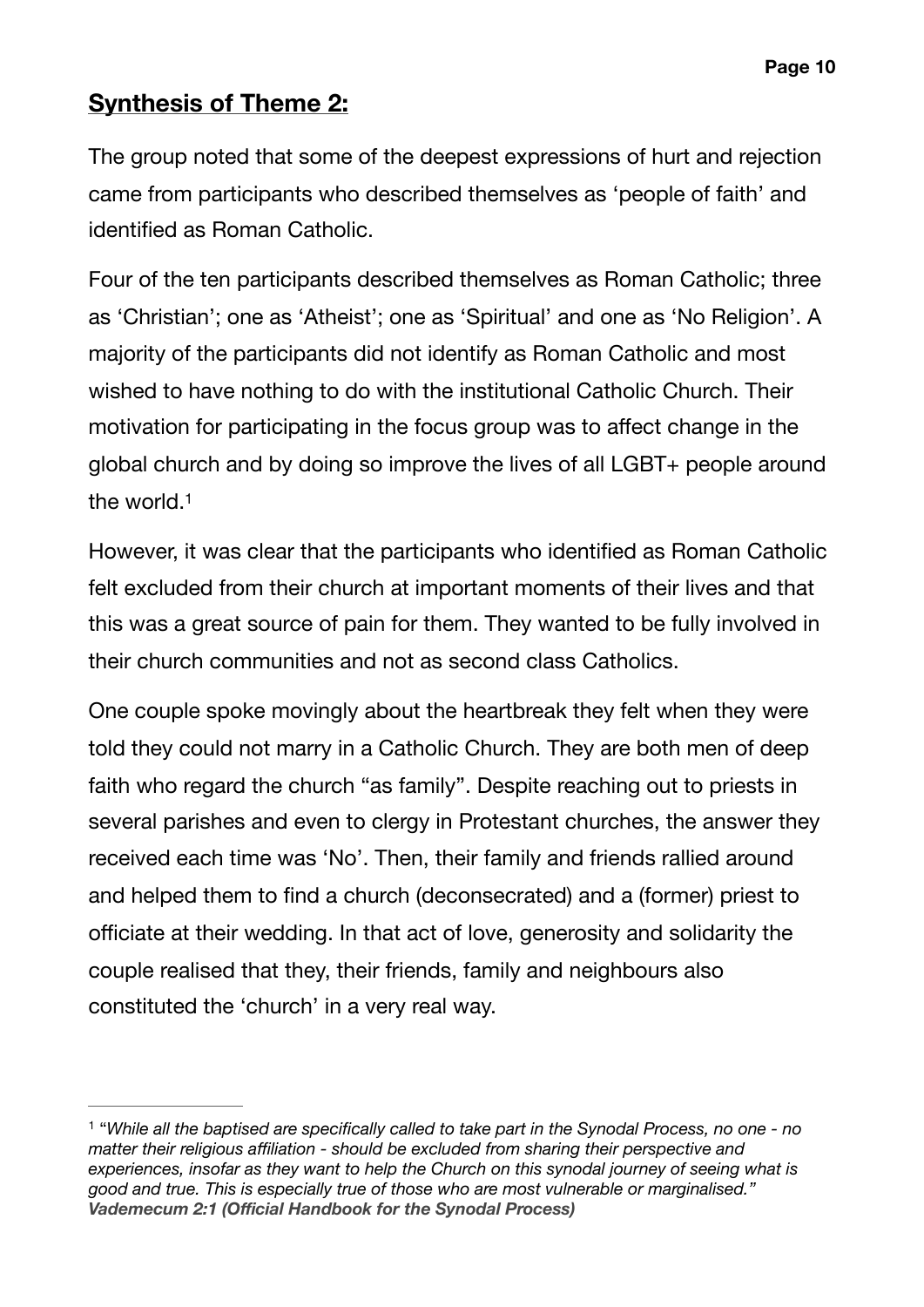## **Synthesis of Theme 2:**

The group noted that some of the deepest expressions of hurt and rejection came from participants who described themselves as 'people of faith' and identified as Roman Catholic.

Four of the ten participants described themselves as Roman Catholic; three as 'Christian'; one as 'Atheist'; one as 'Spiritual' and one as 'No Religion'. A majority of the participants did not identify as Roman Catholic and most wished to have nothing to do with the institutional Catholic Church. Their motivation for participating in the focus group was to affect change in the global church and by doing so improve the lives of all LGBT+ people around the world.[1]

However, it was clear that the participants who identified as Roman Catholic felt excluded from their church at important moments of their lives and that this was a great source of pain for them. They wanted to be fully involved in their church communities and not as second class Catholics.

One couple spoke movingly about the heartbreak they felt when they were told they could not marry in a Catholic Church. They are both men of deep faith who regard the church "as family". Despite reaching out to priests in several parishes and even to clergy in Protestant churches, the answer they received each time was 'No'. Then, their family and friends rallied around and helped them to find a church (deconsecrated) and a (former) priest to officiate at their wedding. In that act of love, generosity and solidarity the couple realised that they, their friends, family and neighbours also constituted the 'church' in a very real way.

---

[1] "*While all the baptised are specifically called to take part in the Synodal Process, no one - no matter their religious affiliation - should be excluded from sharing their perspective and experiences, insofar as they want to help the Church on this synodal journey of seeing what is good and true. This is especially true of those who are most vulnerable or marginalised.*" ***Vademecum 2:1 (Official Handbook for the Synodal Process)***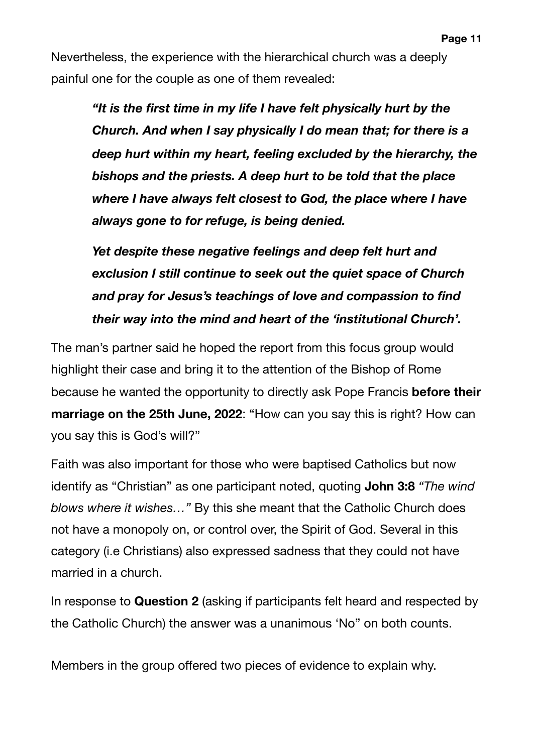Nevertheless, the experience with the hierarchical church was a deeply painful one for the couple as one of them revealed:

> ***"It is the first time in my life I have felt physically hurt by the Church. And when I say physically I do mean that; for there is a deep hurt within my heart, feeling excluded by the hierarchy, the bishops and the priests. A deep hurt to be told that the place where I have always felt closest to God, the place where I have always gone to for refuge, is being denied.***
>
> ***Yet despite these negative feelings and deep felt hurt and exclusion I still continue to seek out the quiet space of Church and pray for Jesus's teachings of love and compassion to find their way into the mind and heart of the 'institutional Church'.***

The man's partner said he hoped the report from this focus group would highlight their case and bring it to the attention of the Bishop of Rome because he wanted the opportunity to directly ask Pope Francis **before their marriage on the 25th June, 2022**: "How can you say this is right? How can you say this is God's will?"

Faith was also important for those who were baptised Catholics but now identify as "Christian" as one participant noted, quoting **John 3:8** *"The wind blows where it wishes…"* By this she meant that the Catholic Church does not have a monopoly on, or control over, the Spirit of God. Several in this category (i.e Christians) also expressed sadness that they could not have married in a church.

In response to **Question 2** (asking if participants felt heard and respected by the Catholic Church) the answer was a unanimous 'No" on both counts.

Members in the group offered two pieces of evidence to explain why.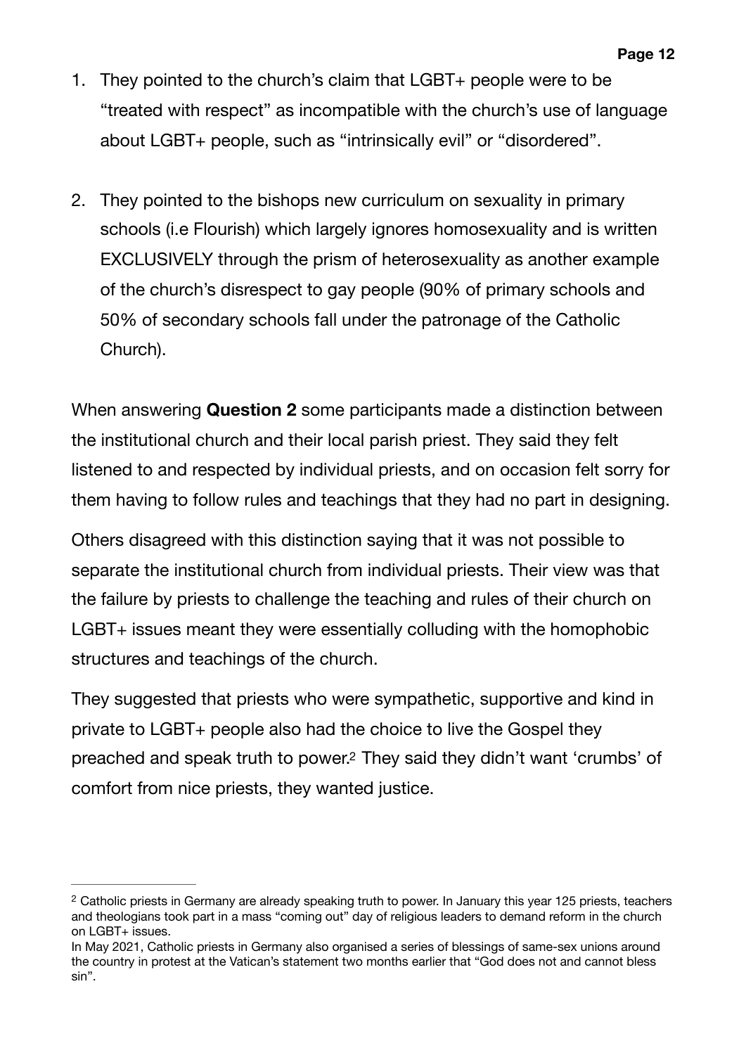1. They pointed to the church's claim that LGBT+ people were to be "treated with respect" as incompatible with the church's use of language about LGBT+ people, such as "intrinsically evil" or "disordered".

2. They pointed to the bishops new curriculum on sexuality in primary schools (i.e Flourish) which largely ignores homosexuality and is written EXCLUSIVELY through the prism of heterosexuality as another example of the church's disrespect to gay people (90% of primary schools and 50% of secondary schools fall under the patronage of the Catholic Church).

When answering **Question 2** some participants made a distinction between the institutional church and their local parish priest. They said they felt listened to and respected by individual priests, and on occasion felt sorry for them having to follow rules and teachings that they had no part in designing.

Others disagreed with this distinction saying that it was not possible to separate the institutional church from individual priests. Their view was that the failure by priests to challenge the teaching and rules of their church on LGBT+ issues meant they were essentially colluding with the homophobic structures and teachings of the church.

They suggested that priests who were sympathetic, supportive and kind in private to LGBT+ people also had the choice to live the Gospel they preached and speak truth to power.[2] They said they didn't want 'crumbs' of comfort from nice priests, they wanted justice.

---

[2] Catholic priests in Germany are already speaking truth to power. In January this year 125 priests, teachers and theologians took part in a mass "coming out" day of religious leaders to demand reform in the church on LGBT+ issues.

In May 2021, Catholic priests in Germany also organised a series of blessings of same-sex unions around the country in protest at the Vatican's statement two months earlier that "God does not and cannot bless sin".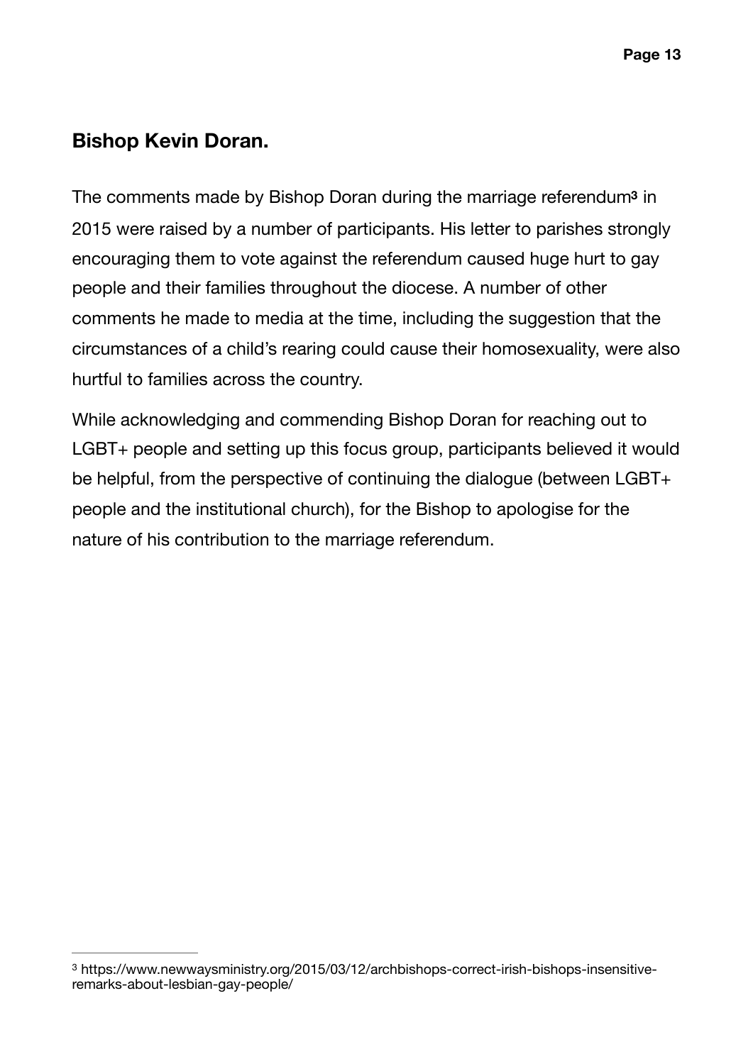## Bishop Kevin Doran.

The comments made by Bishop Doran during the marriage referendum[3] in 2015 were raised by a number of participants. His letter to parishes strongly encouraging them to vote against the referendum caused huge hurt to gay people and their families throughout the diocese. A number of other comments he made to media at the time, including the suggestion that the circumstances of a child's rearing could cause their homosexuality, were also hurtful to families across the country.

While acknowledging and commending Bishop Doran for reaching out to LGBT+ people and setting up this focus group, participants believed it would be helpful, from the perspective of continuing the dialogue (between LGBT+ people and the institutional church), for the Bishop to apologise for the nature of his contribution to the marriage referendum.

---

[3] https://www.newwaysministry.org/2015/03/12/archbishops-correct-irish-bishops-insensitive-remarks-about-lesbian-gay-people/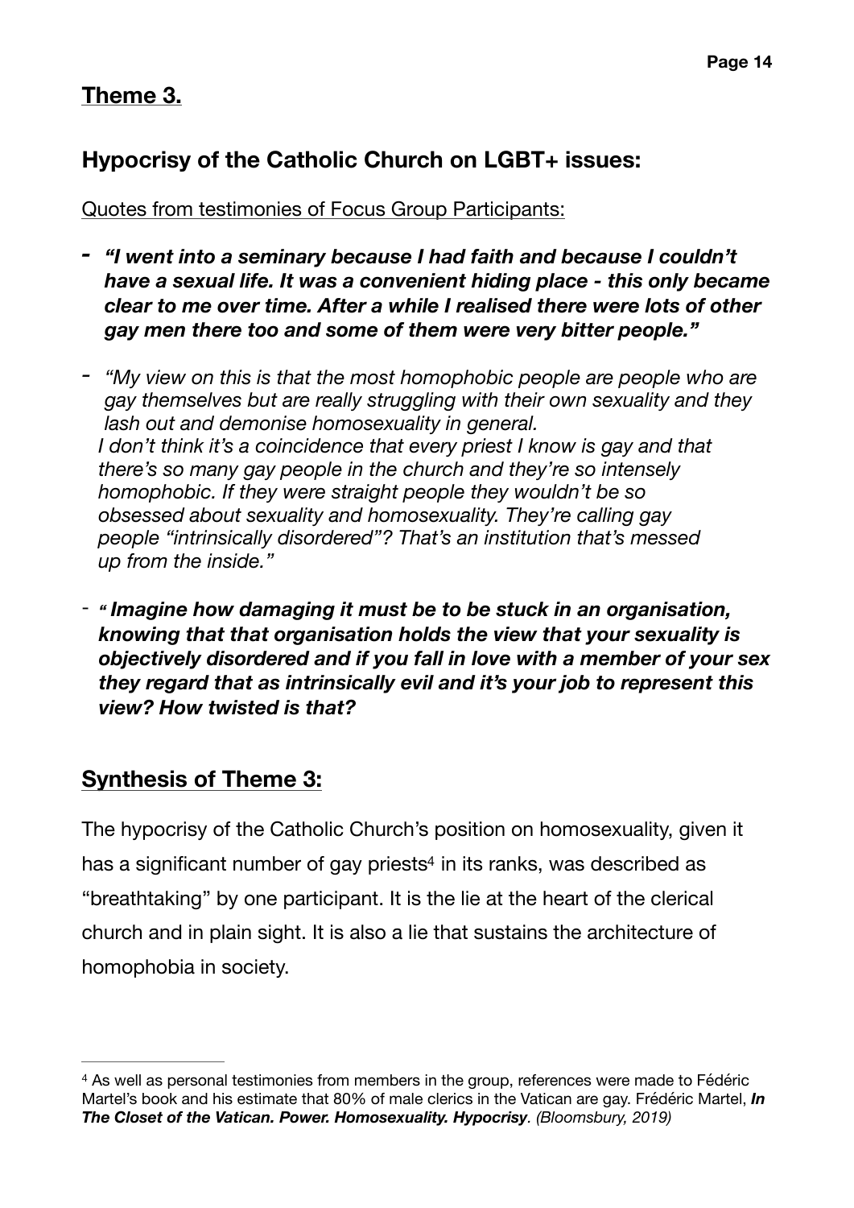## Theme 3.

## Hypocrisy of the Catholic Church on LGBT+ issues:

Quotes from testimonies of Focus Group Participants:

- ***"I went into a seminary because I had faith and because I couldn't have a sexual life. It was a convenient hiding place - this only became clear to me over time. After a while I realised there were lots of other gay men there too and some of them were very bitter people."***

- *"My view on this is that the most homophobic people are people who are gay themselves but are really struggling with their own sexuality and they lash out and demonise homosexuality in general. I don't think it's a coincidence that every priest I know is gay and that there's so many gay people in the church and they're so intensely homophobic. If they were straight people they wouldn't be so obsessed about sexuality and homosexuality. They're calling gay people "intrinsically disordered"? That's an institution that's messed up from the inside."*

- ***" Imagine how damaging it must be to be stuck in an organisation, knowing that that organisation holds the view that your sexuality is objectively disordered and if you fall in love with a member of your sex they regard that as intrinsically evil and it's your job to represent this view? How twisted is that?***

## Synthesis of Theme 3:

The hypocrisy of the Catholic Church's position on homosexuality, given it has a significant number of gay priests[4] in its ranks, was described as "breathtaking" by one participant. It is the lie at the heart of the clerical church and in plain sight. It is also a lie that sustains the architecture of homophobia in society.

---

[4] As well as personal testimonies from members in the group, references were made to Fédéric Martel's book and his estimate that 80% of male clerics in the Vatican are gay. Frédéric Martel, ***In The Closet of the Vatican. Power. Homosexuality. Hypocrisy****. (Bloomsbury, 2019)*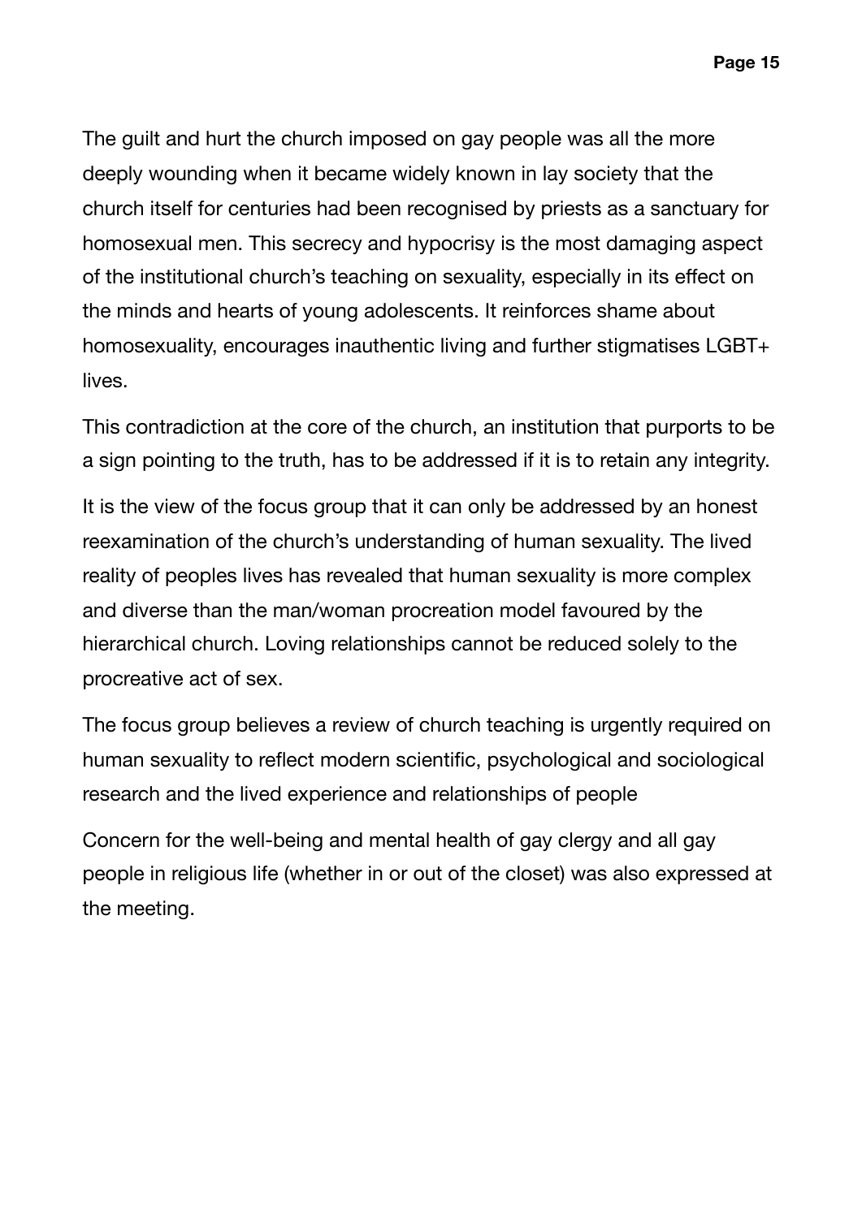The guilt and hurt the church imposed on gay people was all the more deeply wounding when it became widely known in lay society that the church itself for centuries had been recognised by priests as a sanctuary for homosexual men. This secrecy and hypocrisy is the most damaging aspect of the institutional church's teaching on sexuality, especially in its effect on the minds and hearts of young adolescents. It reinforces shame about homosexuality, encourages inauthentic living and further stigmatises LGBT+ lives.

This contradiction at the core of the church, an institution that purports to be a sign pointing to the truth, has to be addressed if it is to retain any integrity.

It is the view of the focus group that it can only be addressed by an honest reexamination of the church's understanding of human sexuality. The lived reality of peoples lives has revealed that human sexuality is more complex and diverse than the man/woman procreation model favoured by the hierarchical church. Loving relationships cannot be reduced solely to the procreative act of sex.

The focus group believes a review of church teaching is urgently required on human sexuality to reflect modern scientific, psychological and sociological research and the lived experience and relationships of people

Concern for the well-being and mental health of gay clergy and all gay people in religious life (whether in or out of the closet) was also expressed at the meeting.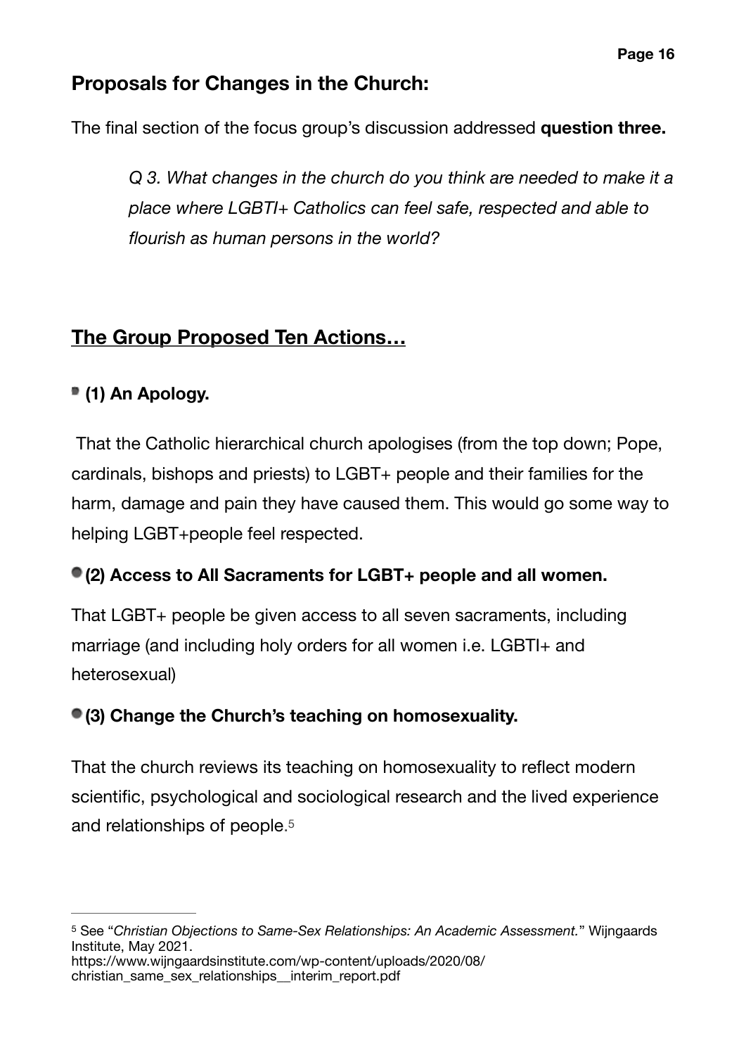## Proposals for Changes in the Church:

The final section of the focus group's discussion addressed **question three.**

> *Q 3. What changes in the church do you think are needed to make it a place where LGBTI+ Catholics can feel safe, respected and able to flourish as human persons in the world?*

## The Group Proposed Ten Actions…

- **(1) An Apology.**

That the Catholic hierarchical church apologises (from the top down; Pope, cardinals, bishops and priests) to LGBT+ people and their families for the harm, damage and pain they have caused them. This would go some way to helping LGBT+people feel respected.

- **(2) Access to All Sacraments for LGBT+ people and all women.**

That LGBT+ people be given access to all seven sacraments, including marriage (and including holy orders for all women i.e. LGBTI+ and heterosexual)

- **(3) Change the Church's teaching on homosexuality.**

That the church reviews its teaching on homosexuality to reflect modern scientific, psychological and sociological research and the lived experience and relationships of people.[5]

---

[5] See "*Christian Objections to Same-Sex Relationships: An Academic Assessment.*" Wijngaards Institute, May 2021. https://www.wijngaardsinstitute.com/wp-content/uploads/2020/08/christian_same_sex_relationships__interim_report.pdf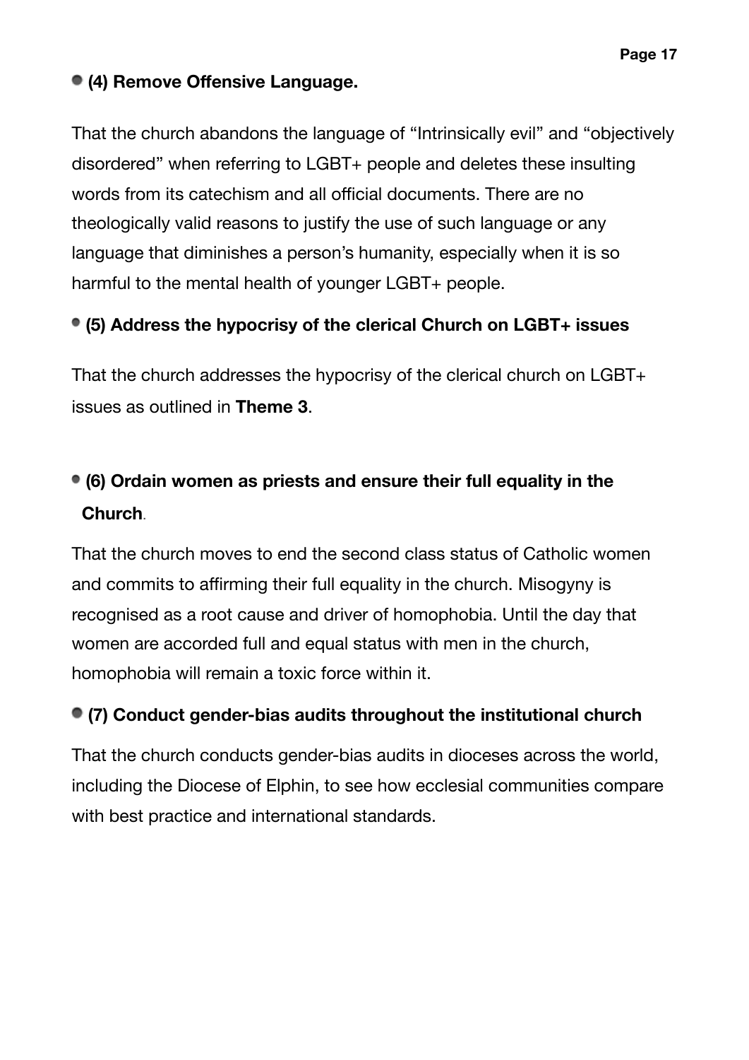- **(4) Remove Offensive Language.**

That the church abandons the language of "Intrinsically evil" and "objectively disordered" when referring to LGBT+ people and deletes these insulting words from its catechism and all official documents. There are no theologically valid reasons to justify the use of such language or any language that diminishes a person's humanity, especially when it is so harmful to the mental health of younger LGBT+ people.

- **(5) Address the hypocrisy of the clerical Church on LGBT+ issues**

That the church addresses the hypocrisy of the clerical church on LGBT+ issues as outlined in **Theme 3**.

- **(6) Ordain women as priests and ensure their full equality in the Church**.

That the church moves to end the second class status of Catholic women and commits to affirming their full equality in the church. Misogyny is recognised as a root cause and driver of homophobia. Until the day that women are accorded full and equal status with men in the church, homophobia will remain a toxic force within it.

- **(7) Conduct gender-bias audits throughout the institutional church**

That the church conducts gender-bias audits in dioceses across the world, including the Diocese of Elphin, to see how ecclesial communities compare with best practice and international standards.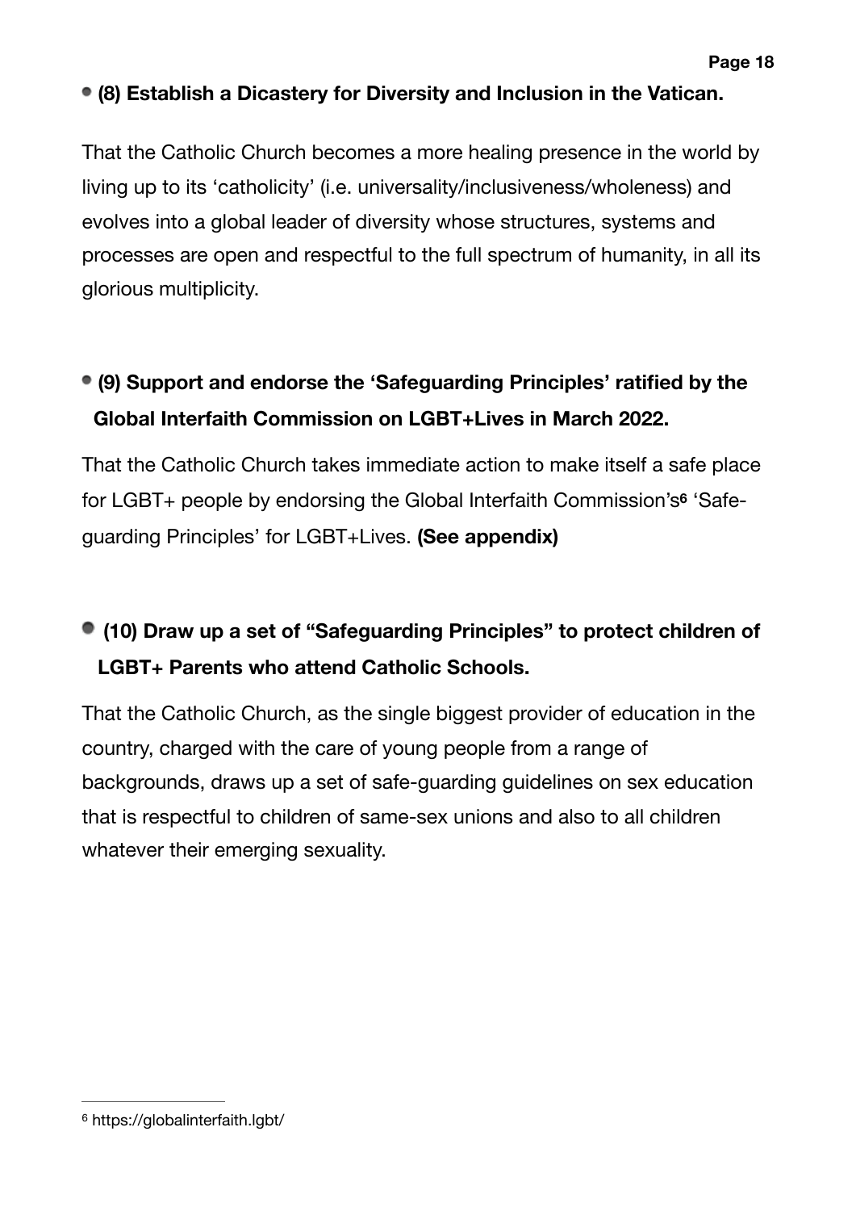- **(8) Establish a Dicastery for Diversity and Inclusion in the Vatican.**

That the Catholic Church becomes a more healing presence in the world by living up to its 'catholicity' (i.e. universality/inclusiveness/wholeness) and evolves into a global leader of diversity whose structures, systems and processes are open and respectful to the full spectrum of humanity, in all its glorious multiplicity.

- **(9) Support and endorse the 'Safeguarding Principles' ratified by the Global Interfaith Commission on LGBT+Lives in March 2022.**

That the Catholic Church takes immediate action to make itself a safe place for LGBT+ people by endorsing the Global Interfaith Commission's[6] 'Safe-guarding Principles' for LGBT+Lives. **(See appendix)**

- **(10) Draw up a set of "Safeguarding Principles" to protect children of LGBT+ Parents who attend Catholic Schools.**

That the Catholic Church, as the single biggest provider of education in the country, charged with the care of young people from a range of backgrounds, draws up a set of safe-guarding guidelines on sex education that is respectful to children of same-sex unions and also to all children whatever their emerging sexuality.

---

[6] https://globalinterfaith.lgbt/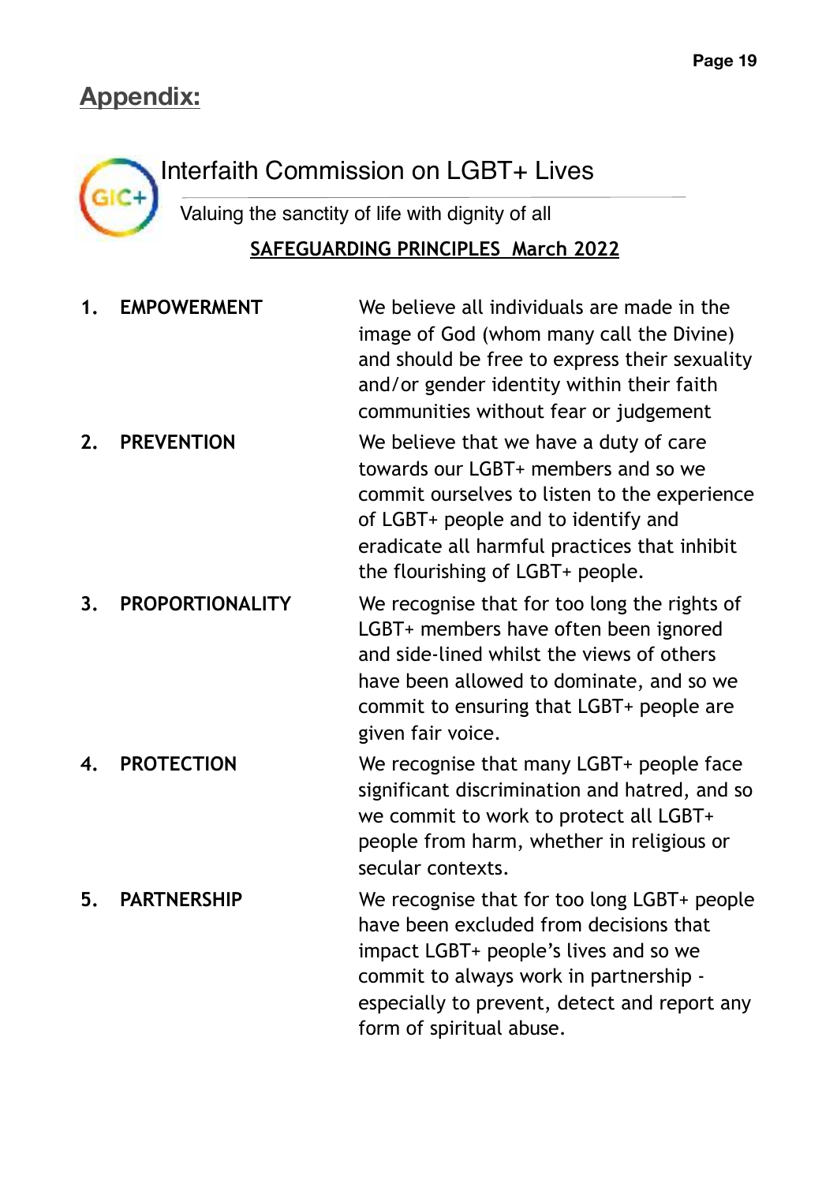## Appendix:

# Interfaith Commission on LGBT+ Lives

Valuing the sanctity of life with dignity of all

**SAFEGUARDING PRINCIPLES March 2022**

| | | |
|---|---|---|
| **1.** | **EMPOWERMENT** | We believe all individuals are made in the image of God (whom many call the Divine) and should be free to express their sexuality and/or gender identity within their faith communities without fear or judgement |
| **2.** | **PREVENTION** | We believe that we have a duty of care towards our LGBT+ members and so we commit ourselves to listen to the experience of LGBT+ people and to identify and eradicate all harmful practices that inhibit the flourishing of LGBT+ people. |
| **3.** | **PROPORTIONALITY** | We recognise that for too long the rights of LGBT+ members have often been ignored and side-lined whilst the views of others have been allowed to dominate, and so we commit to ensuring that LGBT+ people are given fair voice. |
| **4.** | **PROTECTION** | We recognise that many LGBT+ people face significant discrimination and hatred, and so we commit to work to protect all LGBT+ people from harm, whether in religious or secular contexts. |
| **5.** | **PARTNERSHIP** | We recognise that for too long LGBT+ people have been excluded from decisions that impact LGBT+ people's lives and so we commit to always work in partnership - especially to prevent, detect and report any form of spiritual abuse. |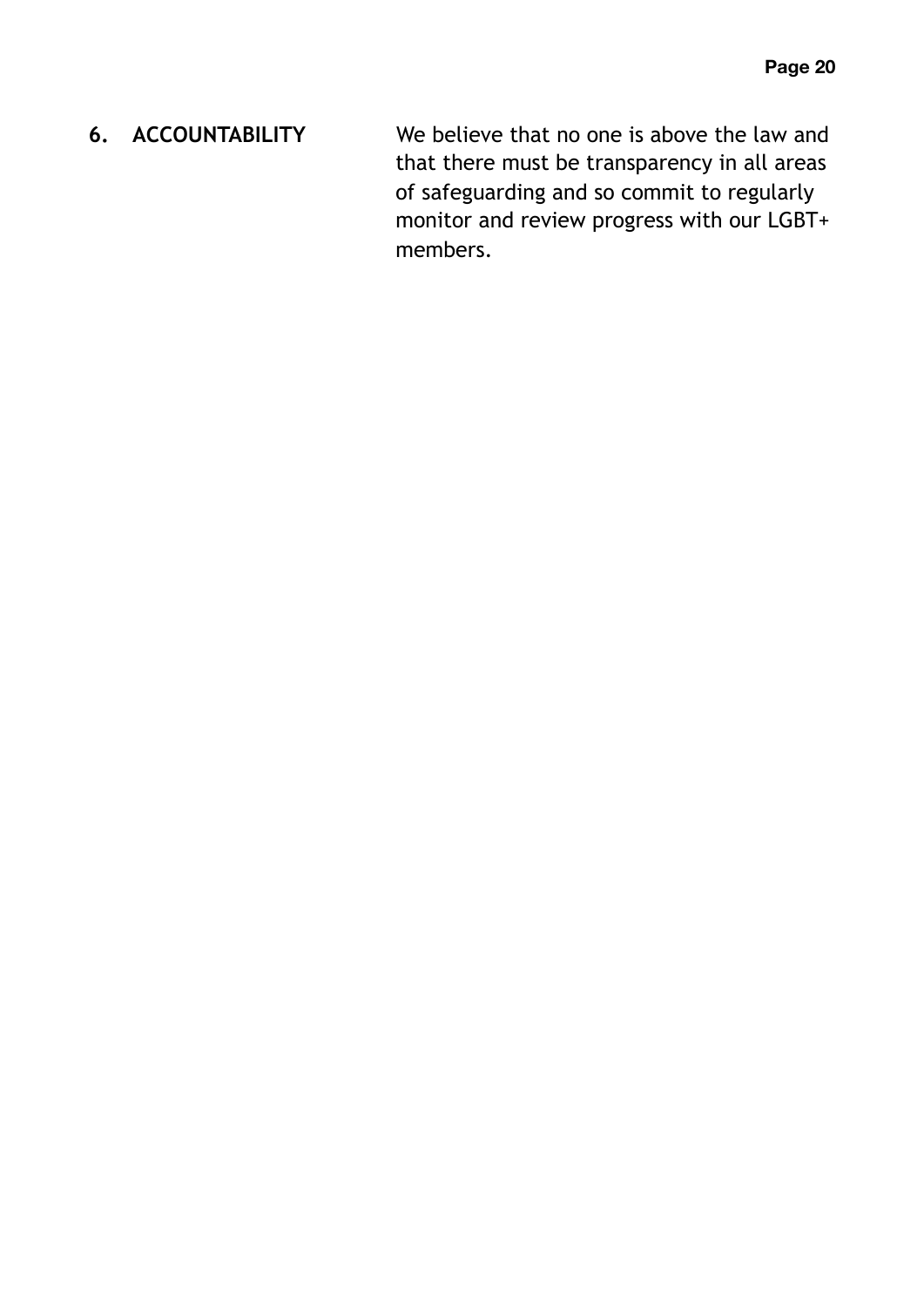**6. ACCOUNTABILITY**

We believe that no one is above the law and that there must be transparency in all areas of safeguarding and so commit to regularly monitor and review progress with our LGBT+ members.